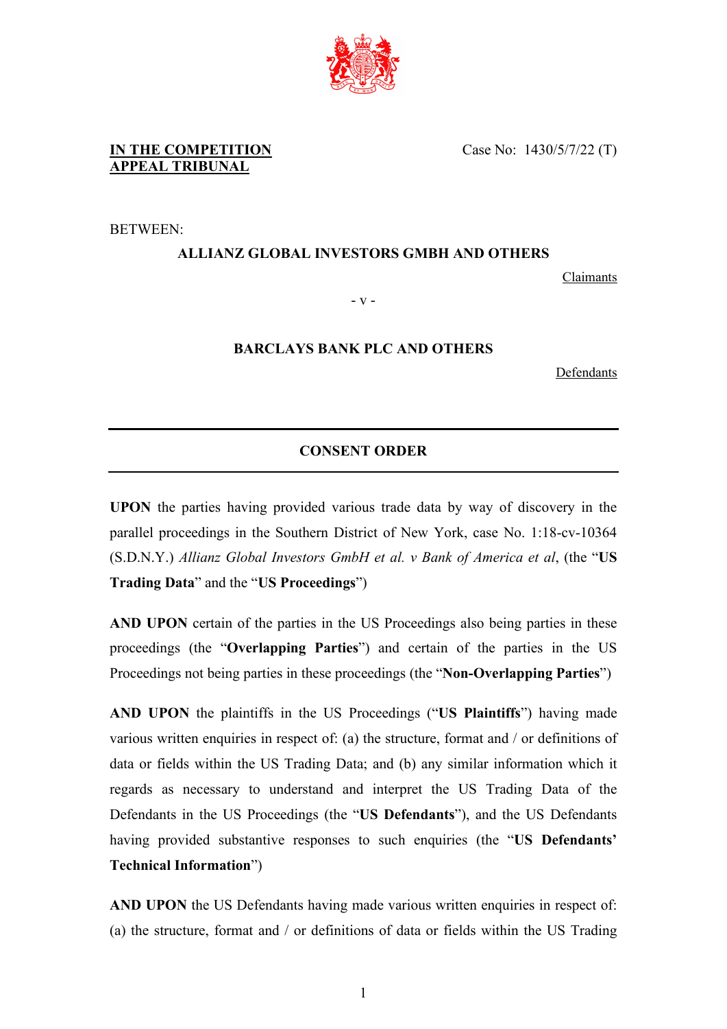**IN THE COMPETITION APPEAL TRIBUNAL**

Case No: 1430/5/7/22 (T)

BETWEEN:

**ALLIANZ GLOBAL INVESTORS GMBH AND OTHERS**

Claimants

\- v -

**BARCLAYS BANK PLC AND OTHERS**

Defendants

---

## CONSENT ORDER

---

**UPON** the parties having provided various trade data by way of discovery in the parallel proceedings in the Southern District of New York, case No. 1:18-cv-10364 (S.D.N.Y.) *Allianz Global Investors GmbH et al. v Bank of America et al*, (the "**US Trading Data**" and the "**US Proceedings**")

**AND UPON** certain of the parties in the US Proceedings also being parties in these proceedings (the "**Overlapping Parties**") and certain of the parties in the US Proceedings not being parties in these proceedings (the "**Non-Overlapping Parties**")

**AND UPON** the plaintiffs in the US Proceedings ("**US Plaintiffs**") having made various written enquiries in respect of: (a) the structure, format and / or definitions of data or fields within the US Trading Data; and (b) any similar information which it regards as necessary to understand and interpret the US Trading Data of the Defendants in the US Proceedings (the "**US Defendants**"), and the US Defendants having provided substantive responses to such enquiries (the "**US Defendants' Technical Information**")

**AND UPON** the US Defendants having made various written enquiries in respect of: (a) the structure, format and / or definitions of data or fields within the US Trading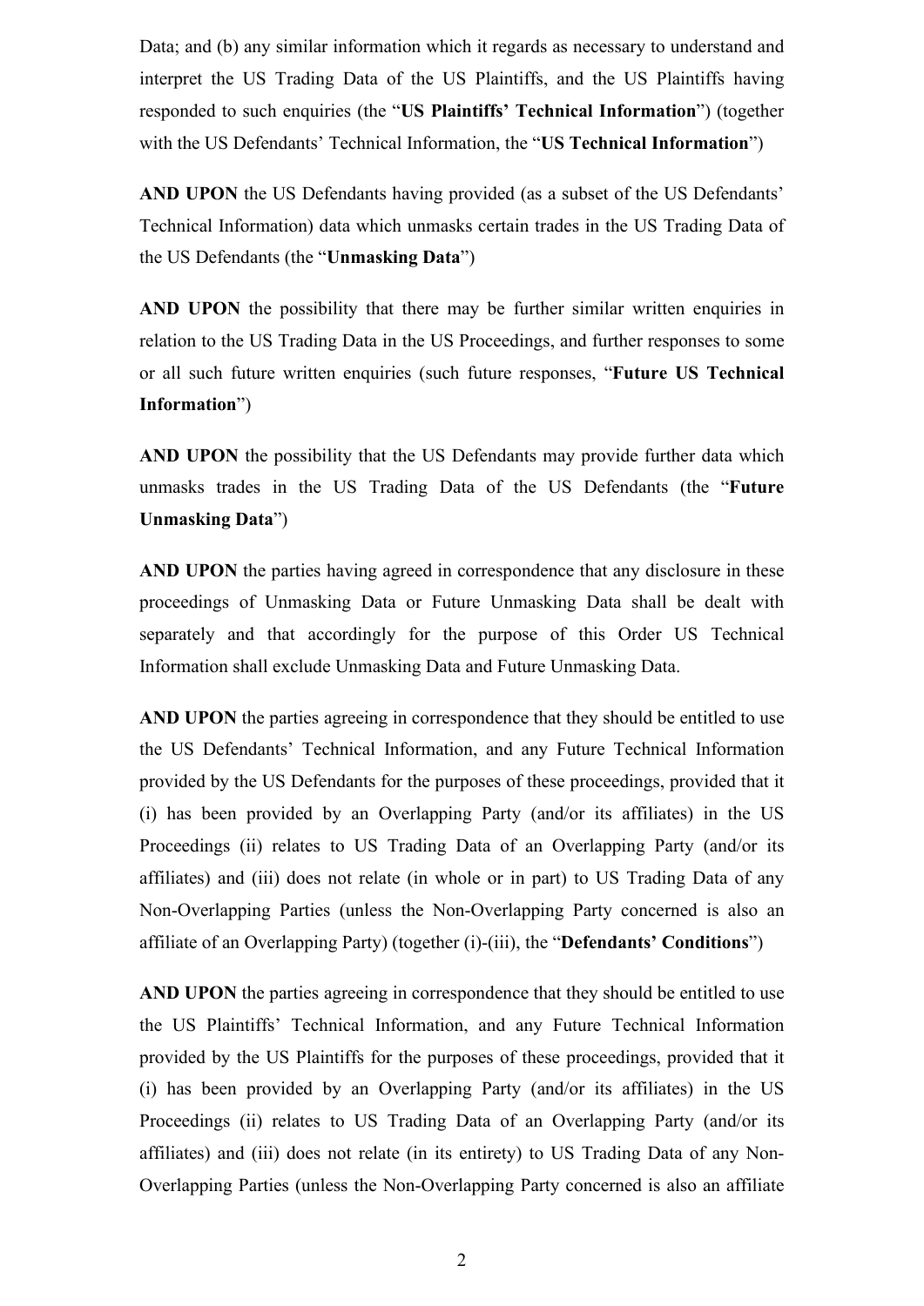Data; and (b) any similar information which it regards as necessary to understand and interpret the US Trading Data of the US Plaintiffs, and the US Plaintiffs having responded to such enquiries (the "**US Plaintiffs' Technical Information**") (together with the US Defendants' Technical Information, the "**US Technical Information**")

**AND UPON** the US Defendants having provided (as a subset of the US Defendants' Technical Information) data which unmasks certain trades in the US Trading Data of the US Defendants (the "**Unmasking Data**")

**AND UPON** the possibility that there may be further similar written enquiries in relation to the US Trading Data in the US Proceedings, and further responses to some or all such future written enquiries (such future responses, "**Future US Technical Information**")

**AND UPON** the possibility that the US Defendants may provide further data which unmasks trades in the US Trading Data of the US Defendants (the "**Future Unmasking Data**")

**AND UPON** the parties having agreed in correspondence that any disclosure in these proceedings of Unmasking Data or Future Unmasking Data shall be dealt with separately and that accordingly for the purpose of this Order US Technical Information shall exclude Unmasking Data and Future Unmasking Data.

**AND UPON** the parties agreeing in correspondence that they should be entitled to use the US Defendants' Technical Information, and any Future Technical Information provided by the US Defendants for the purposes of these proceedings, provided that it (i) has been provided by an Overlapping Party (and/or its affiliates) in the US Proceedings (ii) relates to US Trading Data of an Overlapping Party (and/or its affiliates) and (iii) does not relate (in whole or in part) to US Trading Data of any Non-Overlapping Parties (unless the Non-Overlapping Party concerned is also an affiliate of an Overlapping Party) (together (i)-(iii), the "**Defendants' Conditions**")

**AND UPON** the parties agreeing in correspondence that they should be entitled to use the US Plaintiffs' Technical Information, and any Future Technical Information provided by the US Plaintiffs for the purposes of these proceedings, provided that it (i) has been provided by an Overlapping Party (and/or its affiliates) in the US Proceedings (ii) relates to US Trading Data of an Overlapping Party (and/or its affiliates) and (iii) does not relate (in its entirety) to US Trading Data of any Non-Overlapping Parties (unless the Non-Overlapping Party concerned is also an affiliate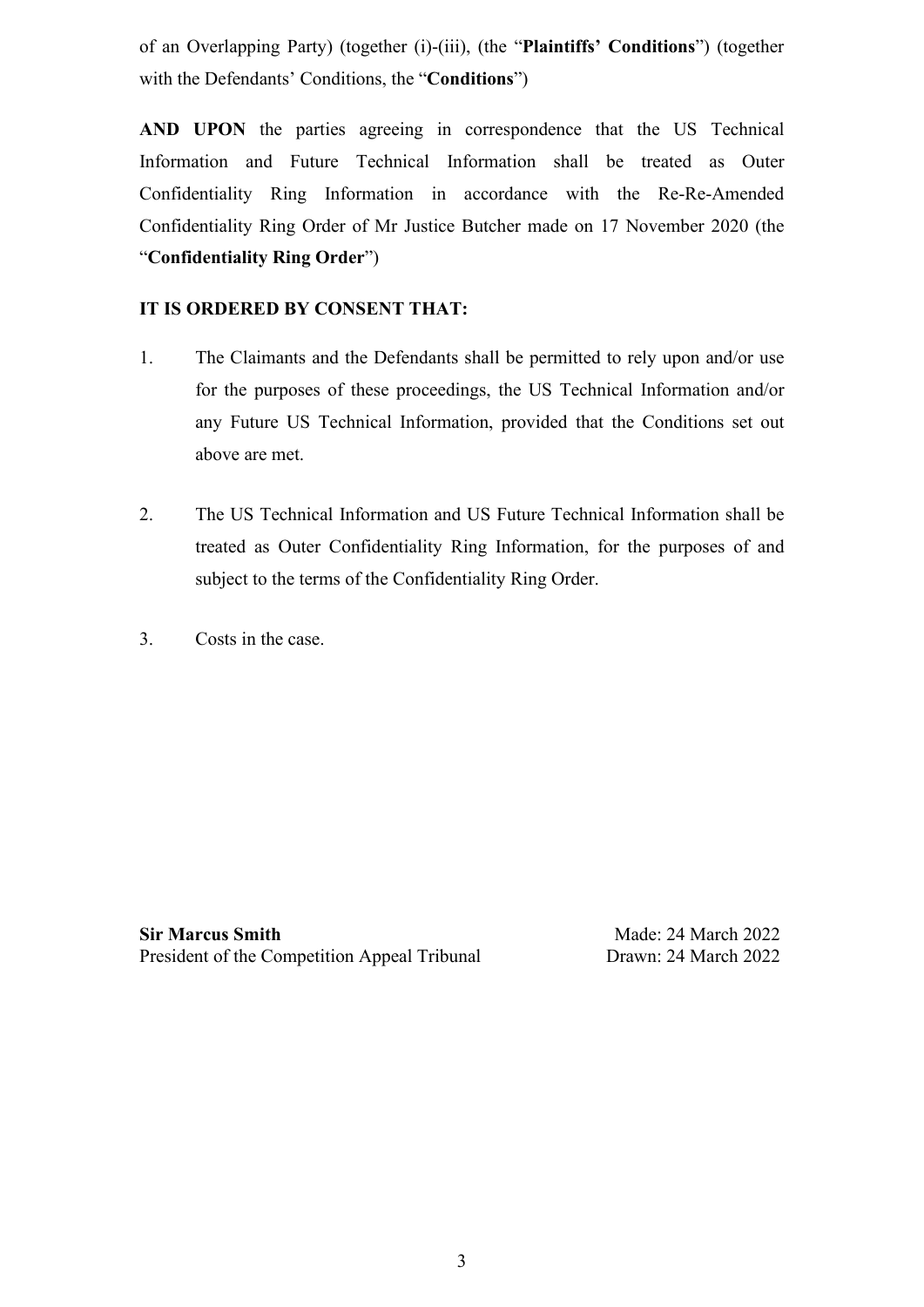of an Overlapping Party) (together (i)-(iii), (the "**Plaintiffs' Conditions**") (together with the Defendants' Conditions, the "**Conditions**")

**AND UPON** the parties agreeing in correspondence that the US Technical Information and Future Technical Information shall be treated as Outer Confidentiality Ring Information in accordance with the Re-Re-Amended Confidentiality Ring Order of Mr Justice Butcher made on 17 November 2020 (the "**Confidentiality Ring Order**")

**IT IS ORDERED BY CONSENT THAT:**

1. The Claimants and the Defendants shall be permitted to rely upon and/or use for the purposes of these proceedings, the US Technical Information and/or any Future US Technical Information, provided that the Conditions set out above are met.

2. The US Technical Information and US Future Technical Information shall be treated as Outer Confidentiality Ring Information, for the purposes of and subject to the terms of the Confidentiality Ring Order.

3. Costs in the case.

**Sir Marcus Smith**
President of the Competition Appeal Tribunal

Made: 24 March 2022
Drawn: 24 March 2022